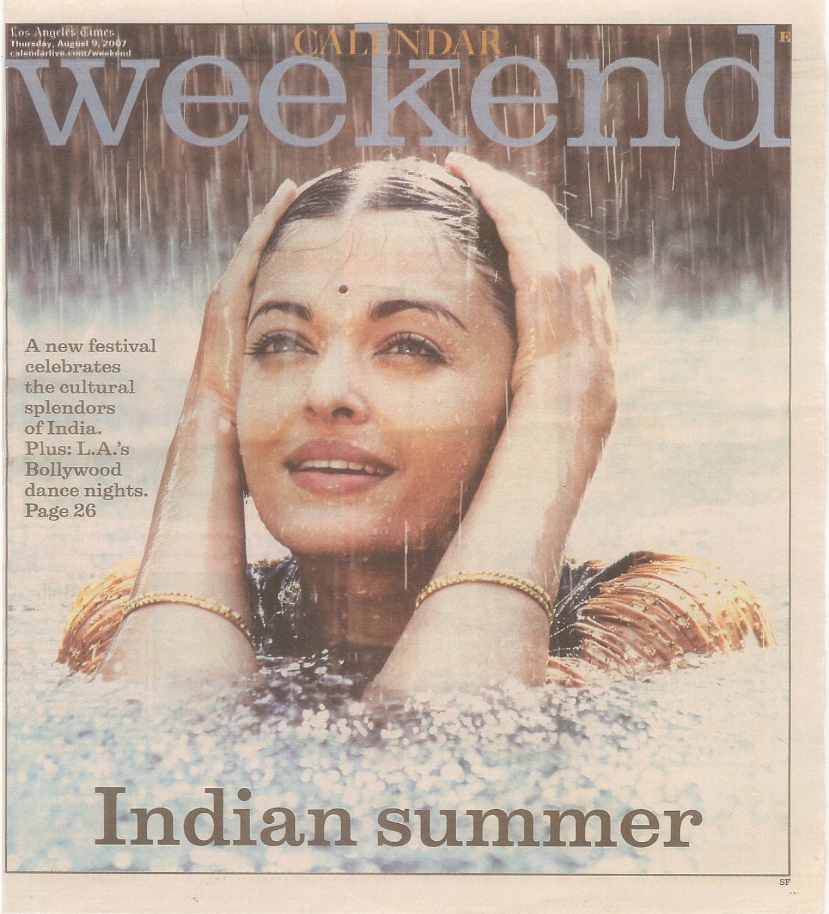Los Angeles Times
Thursday, August 9, 2007
calendarlive.com/weekend

CALENDAR

# weekend

A new festival celebrates the cultural splendors of India. Plus: L.A.'s Bollywood dance nights. Page 26

# Indian summer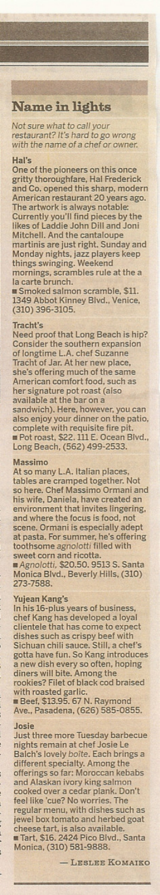## Name in lights

*Not sure what to call your restaurant? It's hard to go wrong with the name of a chef or owner.*

### Hal's

One of the pioneers on this once gritty thoroughfare, Hal Frederick and Co. opened this sharp, modern American restaurant 20 years ago. The artwork is always notable: Currently you'll find pieces by the likes of Laddie John Dill and Joni Mitchell. And the cantaloupe martinis are just right. Sunday and Monday nights, jazz players keep things swinging. Weekend mornings, scrambles rule at the a la carte brunch.

■ Smoked salmon scramble, $11. 1349 Abbot Kinney Blvd., Venice, (310) 396-3105.

### Tracht's

Need proof that Long Beach is hip? Consider the southern expansion of longtime L.A. chef Suzanne Tracht of Jar. At her new place, she's offering much of the same American comfort food, such as her signature pot roast (also available at the bar on a sandwich). Here, however, you can also enjoy your dinner on the patio, complete with requisite fire pit.

■ Pot roast, $22. 111 E. Ocean Blvd., Long Beach, (562) 499-2533.

### Massimo

At so many L.A. Italian places, tables are cramped together. Not so here. Chef Massimo Ormani and his wife, Daniela, have created an environment that invites lingering, and where the focus is food, not scene. Ormani is especially adept at pasta. For summer, he's offering toothsome *agnolotti* filled with sweet corn and ricotta.

■ *Agnolotti*, $20.50. 9513 S. Santa Monica Blvd., Beverly Hills, (310) 273-7588.

### Yujean Kang's

In his 16-plus years of business, chef Kang has developed a loyal clientele that has come to expect dishes such as crispy beef with Sichuan chili sauce. Still, a chef's gotta have fun. So Kang introduces a new dish every so often, hoping diners will bite. Among the rookies? Filet of black cod braised with roasted garlic.

■ Beef, $13.95. 67 N. Raymond Ave., Pasadena, (626) 585-0855.

### Josie

Just three more Tuesday barbecue nights remain at chef Josie Le Balch's lovely *boîte*. Each brings a different specialty. Among the offerings so far: Moroccan kebabs and Alaskan ivory king salmon cooked over a cedar plank. Don't feel like 'cue? No worries. The regular menu, with dishes such as jewel box tomato and herbed goat cheese tart, is also available.

■ Tart, $16. 2424 Pico Blvd., Santa Monica, (310) 581-9888.

— Leslee Komaiko